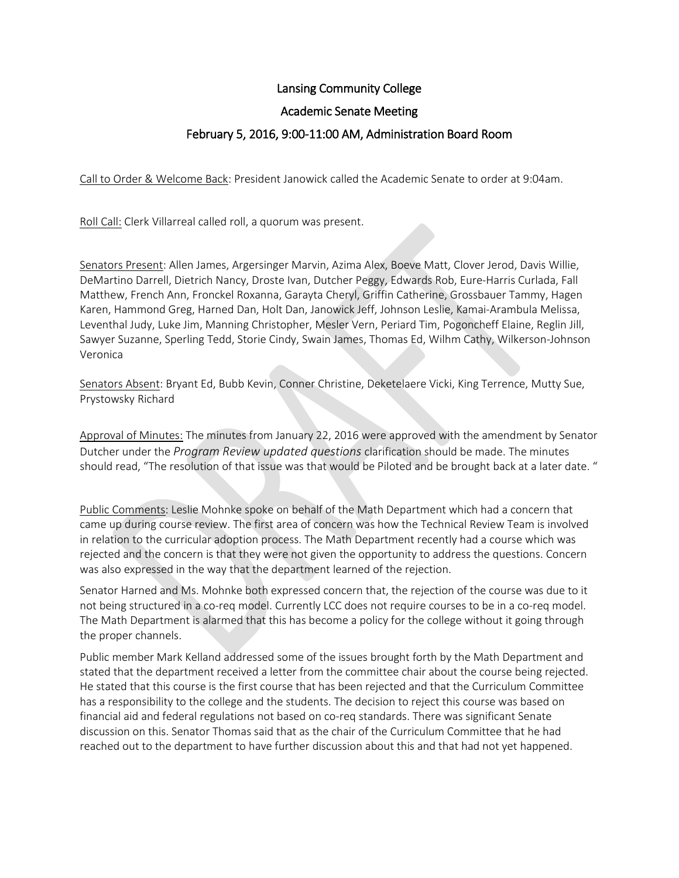# Lansing Community College

## Academic Senate Meeting

### February 5, 2016, 9:00-11:00 AM, Administration Board Room

Call to Order & Welcome Back: President Janowick called the Academic Senate to order at 9:04am.

Roll Call: Clerk Villarreal called roll, a quorum was present.

Senators Present: Allen James, Argersinger Marvin, Azima Alex, Boeve Matt, Clover Jerod, Davis Willie, DeMartino Darrell, Dietrich Nancy, Droste Ivan, Dutcher Peggy, Edwards Rob, Eure-Harris Curlada, Fall Matthew, French Ann, Fronckel Roxanna, Garayta Cheryl, Griffin Catherine, Grossbauer Tammy, Hagen Karen, Hammond Greg, Harned Dan, Holt Dan, Janowick Jeff, Johnson Leslie, Kamai-Arambula Melissa, Leventhal Judy, Luke Jim, Manning Christopher, Mesler Vern, Periard Tim, Pogoncheff Elaine, Reglin Jill, Sawyer Suzanne, Sperling Tedd, Storie Cindy, Swain James, Thomas Ed, Wilhm Cathy, Wilkerson-Johnson Veronica

Senators Absent: Bryant Ed, Bubb Kevin, Conner Christine, Deketelaere Vicki, King Terrence, Mutty Sue, Prystowsky Richard

Approval of Minutes: The minutes from January 22, 2016 were approved with the amendment by Senator Dutcher under the *Program Review updated questions* clarification should be made. The minutes should read, "The resolution of that issue was that would be Piloted and be brought back at a later date. "

Public Comments: Leslie Mohnke spoke on behalf of the Math Department which had a concern that came up during course review. The first area of concern was how the Technical Review Team is involved in relation to the curricular adoption process. The Math Department recently had a course which was rejected and the concern is that they were not given the opportunity to address the questions. Concern was also expressed in the way that the department learned of the rejection.

Senator Harned and Ms. Mohnke both expressed concern that, the rejection of the course was due to it not being structured in a co-req model. Currently LCC does not require courses to be in a co-req model. The Math Department is alarmed that this has become a policy for the college without it going through the proper channels.

Public member Mark Kelland addressed some of the issues brought forth by the Math Department and stated that the department received a letter from the committee chair about the course being rejected. He stated that this course is the first course that has been rejected and that the Curriculum Committee has a responsibility to the college and the students. The decision to reject this course was based on financial aid and federal regulations not based on co-req standards. There was significant Senate discussion on this. Senator Thomas said that as the chair of the Curriculum Committee that he had reached out to the department to have further discussion about this and that had not yet happened.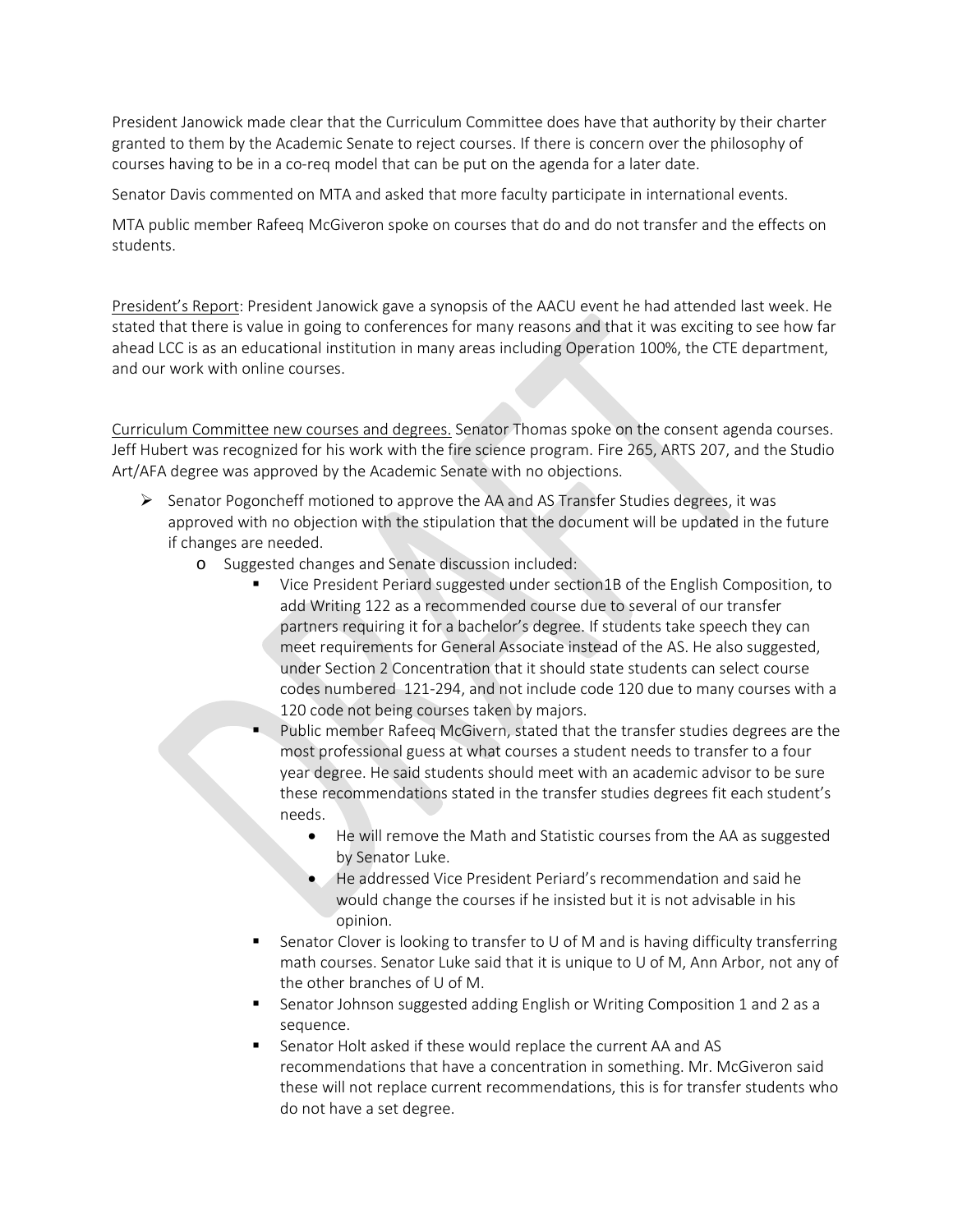President Janowick made clear that the Curriculum Committee does have that authority by their charter granted to them by the Academic Senate to reject courses. If there is concern over the philosophy of courses having to be in a co-req model that can be put on the agenda for a later date.

Senator Davis commented on MTA and asked that more faculty participate in international events.

MTA public member Rafeeq McGiveron spoke on courses that do and do not transfer and the effects on students.

President's Report: President Janowick gave a synopsis of the AACU event he had attended last week. He stated that there is value in going to conferences for many reasons and that it was exciting to see how far ahead LCC is as an educational institution in many areas including Operation 100%, the CTE department, and our work with online courses.

Curriculum Committee new courses and degrees. Senator Thomas spoke on the consent agenda courses. Jeff Hubert was recognized for his work with the fire science program. Fire 265, ARTS 207, and the Studio Art/AFA degree was approved by the Academic Senate with no objections.

- Senator Pogoncheff motioned to approve the AA and AS Transfer Studies degrees, it was approved with no objection with the stipulation that the document will be updated in the future if changes are needed.
  - Suggested changes and Senate discussion included:
    - Vice President Periard suggested under section1B of the English Composition, to add Writing 122 as a recommended course due to several of our transfer partners requiring it for a bachelor's degree. If students take speech they can meet requirements for General Associate instead of the AS. He also suggested, under Section 2 Concentration that it should state students can select course codes numbered 121-294, and not include code 120 due to many courses with a 120 code not being courses taken by majors.
    - Public member Rafeeq McGivern, stated that the transfer studies degrees are the most professional guess at what courses a student needs to transfer to a four year degree. He said students should meet with an academic advisor to be sure these recommendations stated in the transfer studies degrees fit each student's needs.
      - He will remove the Math and Statistic courses from the AA as suggested by Senator Luke.
      - He addressed Vice President Periard's recommendation and said he would change the courses if he insisted but it is not advisable in his opinion.
    - Senator Clover is looking to transfer to U of M and is having difficulty transferring math courses. Senator Luke said that it is unique to U of M, Ann Arbor, not any of the other branches of U of M.
    - Senator Johnson suggested adding English or Writing Composition 1 and 2 as a sequence.
    - Senator Holt asked if these would replace the current AA and AS recommendations that have a concentration in something. Mr. McGiveron said these will not replace current recommendations, this is for transfer students who do not have a set degree.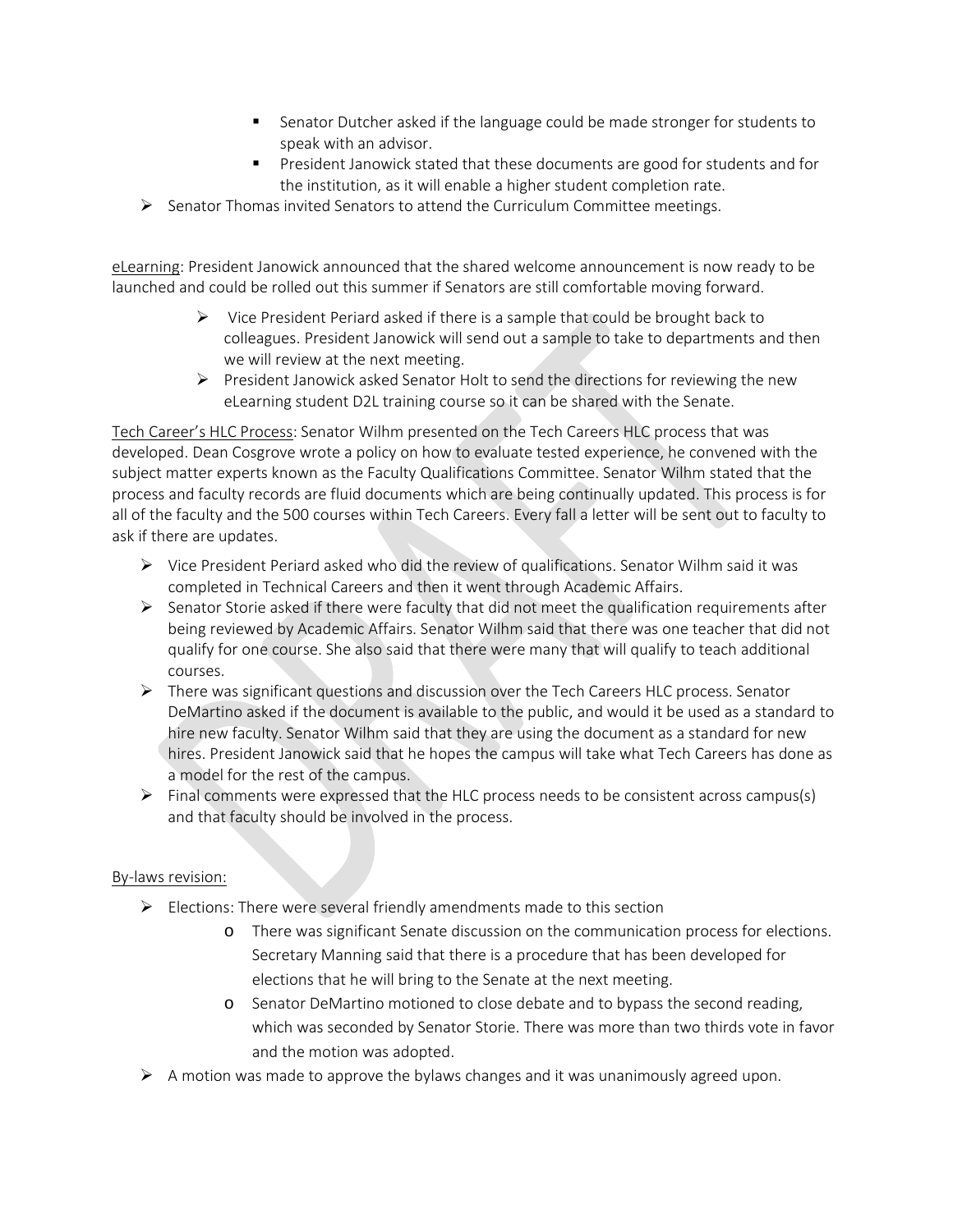- Senator Dutcher asked if the language could be made stronger for students to speak with an advisor.
- President Janowick stated that these documents are good for students and for the institution, as it will enable a higher student completion rate.

- Senator Thomas invited Senators to attend the Curriculum Committee meetings.

<u>eLearning</u>: President Janowick announced that the shared welcome announcement is now ready to be launched and could be rolled out this summer if Senators are still comfortable moving forward.

- Vice President Periard asked if there is a sample that could be brought back to colleagues. President Janowick will send out a sample to take to departments and then we will review at the next meeting.
- President Janowick asked Senator Holt to send the directions for reviewing the new eLearning student D2L training course so it can be shared with the Senate.

<u>Tech Career's HLC Process</u>: Senator Wilhm presented on the Tech Careers HLC process that was developed. Dean Cosgrove wrote a policy on how to evaluate tested experience, he convened with the subject matter experts known as the Faculty Qualifications Committee. Senator Wilhm stated that the process and faculty records are fluid documents which are being continually updated. This process is for all of the faculty and the 500 courses within Tech Careers. Every fall a letter will be sent out to faculty to ask if there are updates.

- Vice President Periard asked who did the review of qualifications. Senator Wilhm said it was completed in Technical Careers and then it went through Academic Affairs.
- Senator Storie asked if there were faculty that did not meet the qualification requirements after being reviewed by Academic Affairs. Senator Wilhm said that there was one teacher that did not qualify for one course. She also said that there were many that will qualify to teach additional courses.
- There was significant questions and discussion over the Tech Careers HLC process. Senator DeMartino asked if the document is available to the public, and would it be used as a standard to hire new faculty. Senator Wilhm said that they are using the document as a standard for new hires. President Janowick said that he hopes the campus will take what Tech Careers has done as a model for the rest of the campus.
- Final comments were expressed that the HLC process needs to be consistent across campus(s) and that faculty should be involved in the process.

<u>By-laws revision:</u>

- Elections: There were several friendly amendments made to this section
  - There was significant Senate discussion on the communication process for elections. Secretary Manning said that there is a procedure that has been developed for elections that he will bring to the Senate at the next meeting.
  - Senator DeMartino motioned to close debate and to bypass the second reading, which was seconded by Senator Storie. There was more than two thirds vote in favor and the motion was adopted.
- A motion was made to approve the bylaws changes and it was unanimously agreed upon.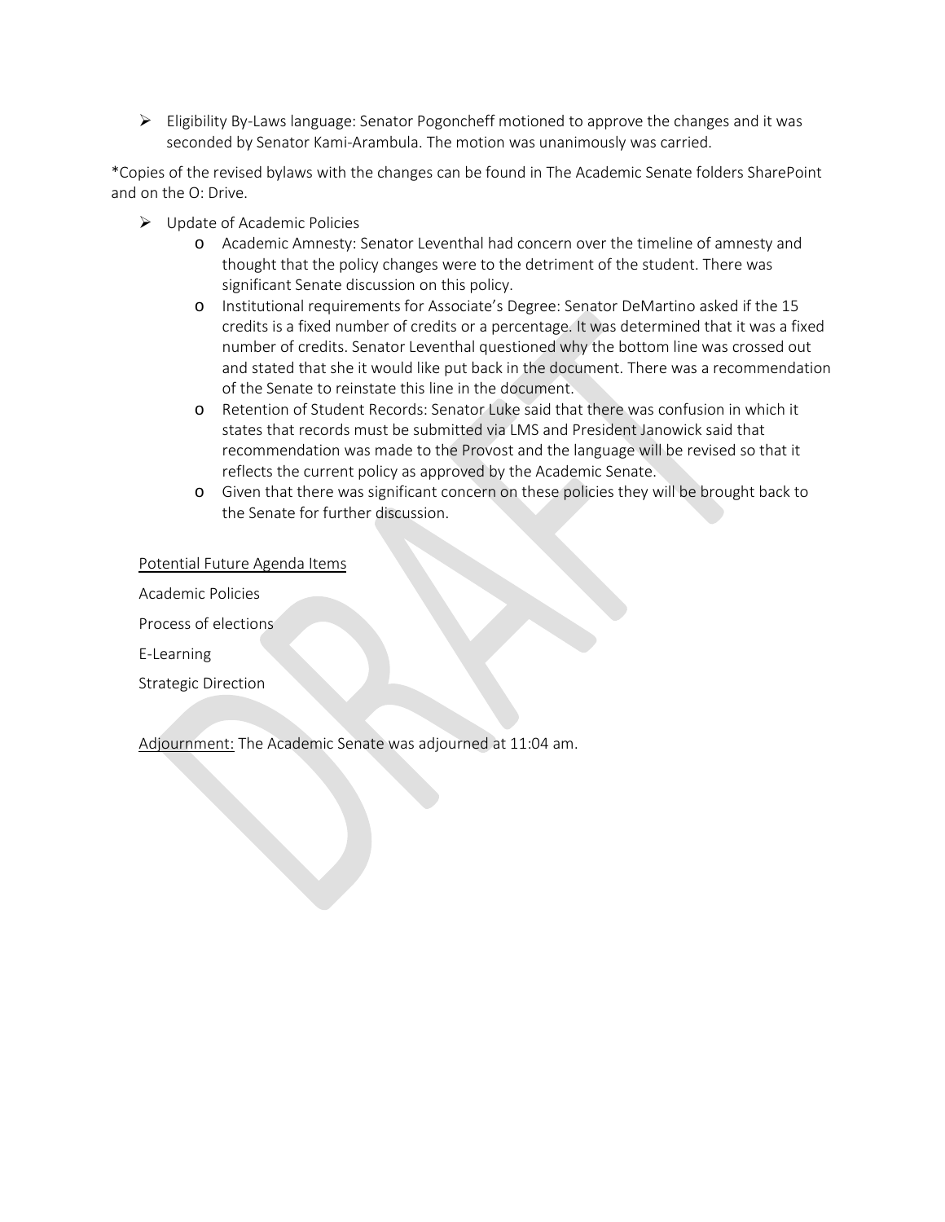- Eligibility By-Laws language: Senator Pogoncheff motioned to approve the changes and it was seconded by Senator Kami-Arambula. The motion was unanimously was carried.

*Copies of the revised bylaws with the changes can be found in The Academic Senate folders SharePoint and on the O: Drive.

- Update of Academic Policies
  - Academic Amnesty: Senator Leventhal had concern over the timeline of amnesty and thought that the policy changes were to the detriment of the student. There was significant Senate discussion on this policy.
  - Institutional requirements for Associate's Degree: Senator DeMartino asked if the 15 credits is a fixed number of credits or a percentage. It was determined that it was a fixed number of credits. Senator Leventhal questioned why the bottom line was crossed out and stated that she it would like put back in the document. There was a recommendation of the Senate to reinstate this line in the document.
  - Retention of Student Records: Senator Luke said that there was confusion in which it states that records must be submitted via LMS and President Janowick said that recommendation was made to the Provost and the language will be revised so that it reflects the current policy as approved by the Academic Senate.
  - Given that there was significant concern on these policies they will be brought back to the Senate for further discussion.

Potential Future Agenda Items

Academic Policies

Process of elections

E-Learning

Strategic Direction

Adjournment: The Academic Senate was adjourned at 11:04 am.